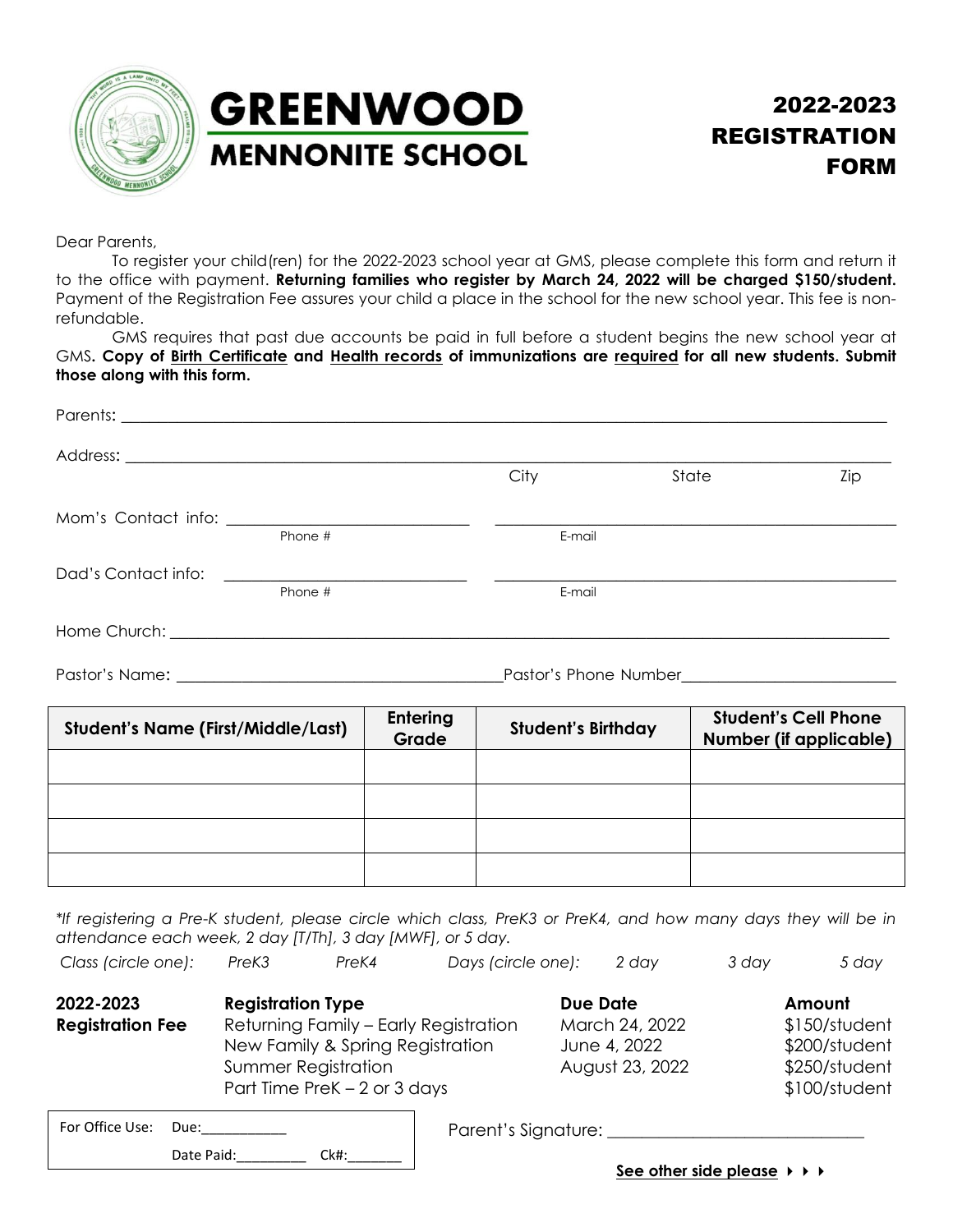# GREENWOOD MENNONITE SCHOOL

## 2022-2023 REGISTRATION FORM

Dear Parents,

To register your child(ren) for the 2022-2023 school year at GMS, please complete this form and return it to the office with payment. **Returning families who register by March 24, 2022 will be charged $150/student.** Payment of the Registration Fee assures your child a place in the school for the new school year. This fee is non-refundable.

GMS requires that past due accounts be paid in full before a student begins the new school year at GMS**. Copy of Birth Certificate and Health records of immunizations are required for all new students. Submit those along with this form.**

Parents: ______________________________________________

Address: ______________________________________________
City State Zip

Mom's Contact info: ____________________ ____________________
Phone # E-mail

Dad's Contact info: ____________________ ____________________
Phone # E-mail

Home Church: ______________________________________________

Pastor's Name: ____________________ Pastor's Phone Number____________________

| Student's Name (First/Middle/Last) | Entering Grade | Student's Birthday | Student's Cell Phone Number (if applicable) |
|---|---|---|---|
| | | | |
| | | | |
| | | | |
| | | | |

*\*If registering a Pre-K student, please circle which class, PreK3 or PreK4, and how many days they will be in attendance each week, 2 day [T/Th], 3 day [MWF], or 5 day.*

*Class (circle one): PreK3 PreK4 Days (circle one): 2 day 3 day 5 day*

| 2022-2023 Registration Fee | Registration Type | Due Date | Amount |
|---|---|---|---|
| | Returning Family – Early Registration | March 24, 2022 | $150/student |
| | New Family & Spring Registration | June 4, 2022 | $200/student |
| | Summer Registration | August 23, 2022 | $250/student |
| | Part Time PreK – 2 or 3 days | | $100/student |

For Office Use: Due:__________
Date Paid:__________ Ck#:________

Parent's Signature: ____________________

**See other side please ▸ ▸ ▸**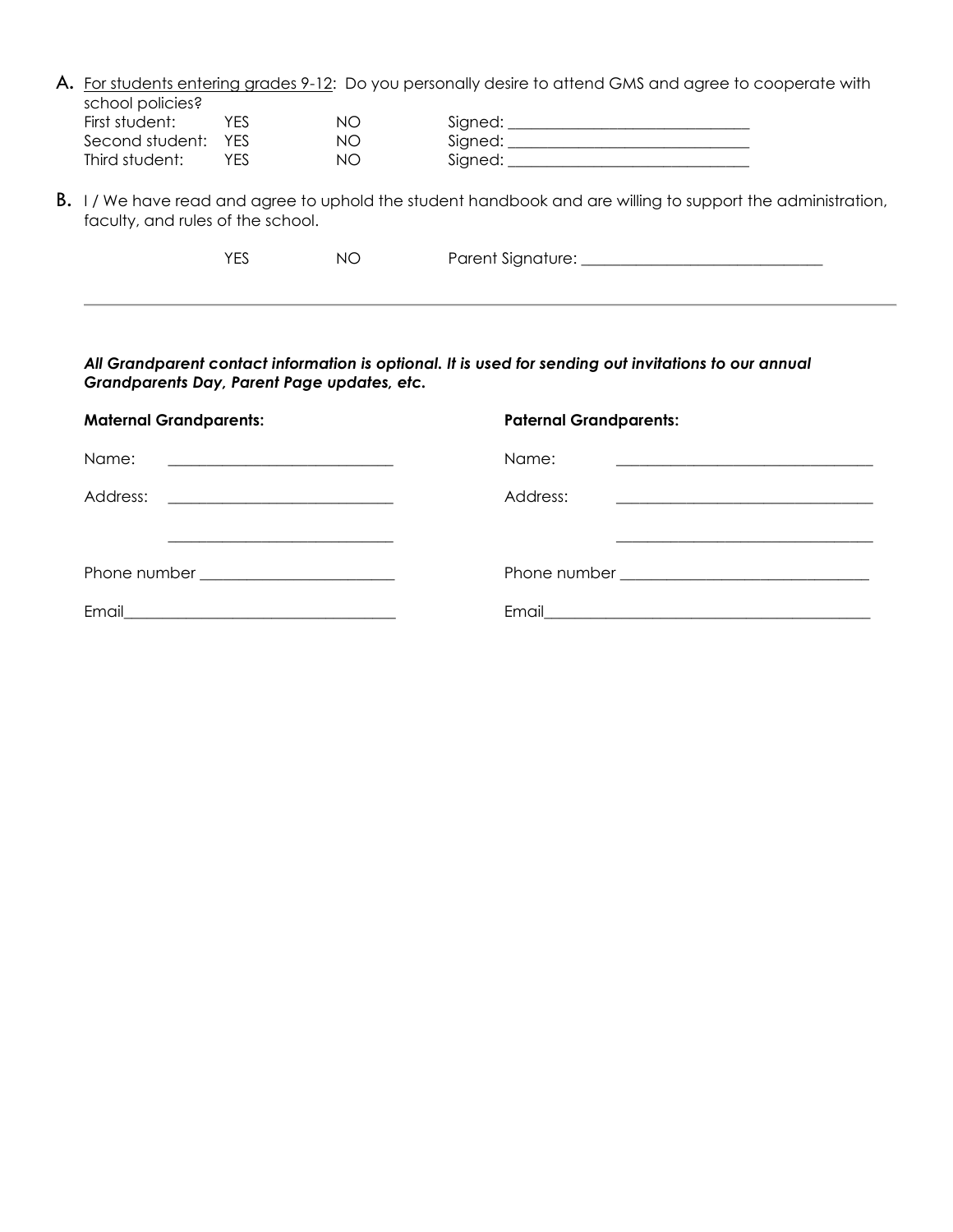**A.** For students entering grades 9-12: Do you personally desire to attend GMS and agree to cooperate with school policies?

| | | | |
|---|---|---|---|
| First student: | YES | NO | Signed: _______________________________ |
| Second student: | YES | NO | Signed: _______________________________ |
| Third student: | YES | NO | Signed: _______________________________ |

**B.** I / We have read and agree to uphold the student handbook and are willing to support the administration, faculty, and rules of the school.

YES NO Parent Signature: _______________________________

---

***All Grandparent contact information is optional. It is used for sending out invitations to our annual Grandparents Day, Parent Page updates, etc.***

**Maternal Grandparents:**

Name: _____________________________

Address: _____________________________

_____________________________

Phone number _________________________

Email_____________________________________

**Paternal Grandparents:**

Name: _________________________________

Address: _________________________________

_________________________________

Phone number _______________________________

Email___________________________________________